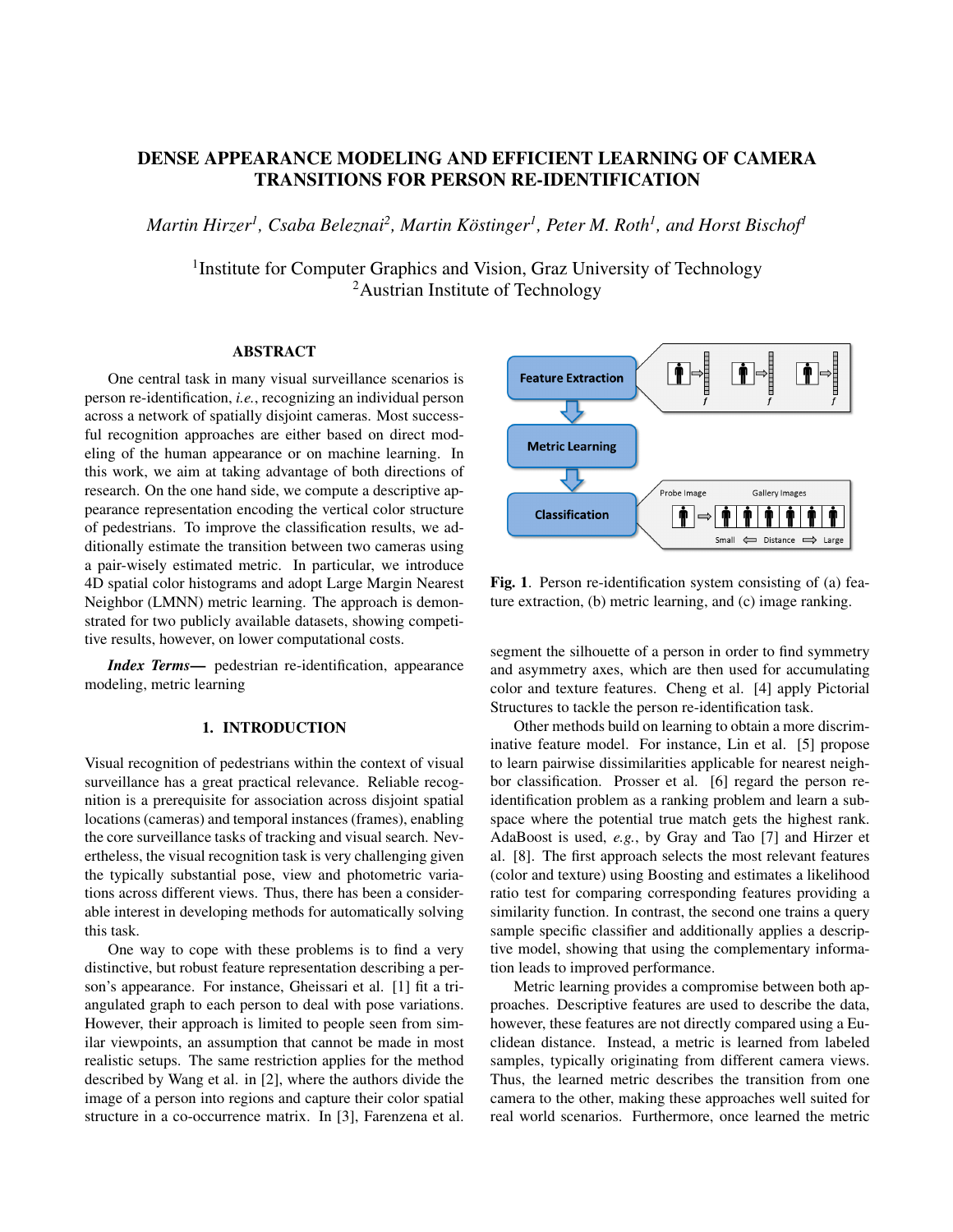# DENSE APPEARANCE MODELING AND EFFICIENT LEARNING OF CAMERA TRANSITIONS FOR PERSON RE-IDENTIFICATION

*Martin Hirzer[1], Csaba Beleznai[2], Martin Köstinger[1], Peter M. Roth[1], and Horst Bischof[1]*

[1]Institute for Computer Graphics and Vision, Graz University of Technology
[2]Austrian Institute of Technology

## ABSTRACT

One central task in many visual surveillance scenarios is person re-identification, *i.e.*, recognizing an individual person across a network of spatially disjoint cameras. Most successful recognition approaches are either based on direct modeling of the human appearance or on machine learning. In this work, we aim at taking advantage of both directions of research. On the one hand side, we compute a descriptive appearance representation encoding the vertical color structure of pedestrians. To improve the classification results, we additionally estimate the transition between two cameras using a pair-wisely estimated metric. In particular, we introduce 4D spatial color histograms and adopt Large Margin Nearest Neighbor (LMNN) metric learning. The approach is demonstrated for two publicly available datasets, showing competitive results, however, on lower computational costs.

***Index Terms*—** pedestrian re-identification, appearance modeling, metric learning

## 1. INTRODUCTION

Visual recognition of pedestrians within the context of visual surveillance has a great practical relevance. Reliable recognition is a prerequisite for association across disjoint spatial locations (cameras) and temporal instances (frames), enabling the core surveillance tasks of tracking and visual search. Nevertheless, the visual recognition task is very challenging given the typically substantial pose, view and photometric variations across different views. Thus, there has been a considerable interest in developing methods for automatically solving this task.

One way to cope with these problems is to find a very distinctive, but robust feature representation describing a person's appearance. For instance, Gheissari et al. [1] fit a triangulated graph to each person to deal with pose variations. However, their approach is limited to people seen from similar viewpoints, an assumption that cannot be made in most realistic setups. The same restriction applies for the method described by Wang et al. in [2], where the authors divide the image of a person into regions and capture their color spatial structure in a co-occurrence matrix. In [3], Farenzena et al. segment the silhouette of a person in order to find symmetry and asymmetry axes, which are then used for accumulating color and texture features. Cheng et al. [4] apply Pictorial Structures to tackle the person re-identification task.

Other methods build on learning to obtain a more discriminative feature model. For instance, Lin et al. [5] propose to learn pairwise dissimilarities applicable for nearest neighbor classification. Prosser et al. [6] regard the person re-identification problem as a ranking problem and learn a subspace where the potential true match gets the highest rank. AdaBoost is used, *e.g.*, by Gray and Tao [7] and Hirzer et al. [8]. The first approach selects the most relevant features (color and texture) using Boosting and estimates a likelihood ratio test for comparing corresponding features providing a similarity function. In contrast, the second one trains a query sample specific classifier and additionally applies a descriptive model, showing that using the complementary information leads to improved performance.

Metric learning provides a compromise between both approaches. Descriptive features are used to describe the data, however, these features are not directly compared using a Euclidean distance. Instead, a metric is learned from labeled samples, typically originating from different camera views. Thus, the learned metric describes the transition from one camera to the other, making these approaches well suited for real world scenarios. Furthermore, once learned the metric

**Fig. 1**. Person re-identification system consisting of (a) feature extraction, (b) metric learning, and (c) image ranking.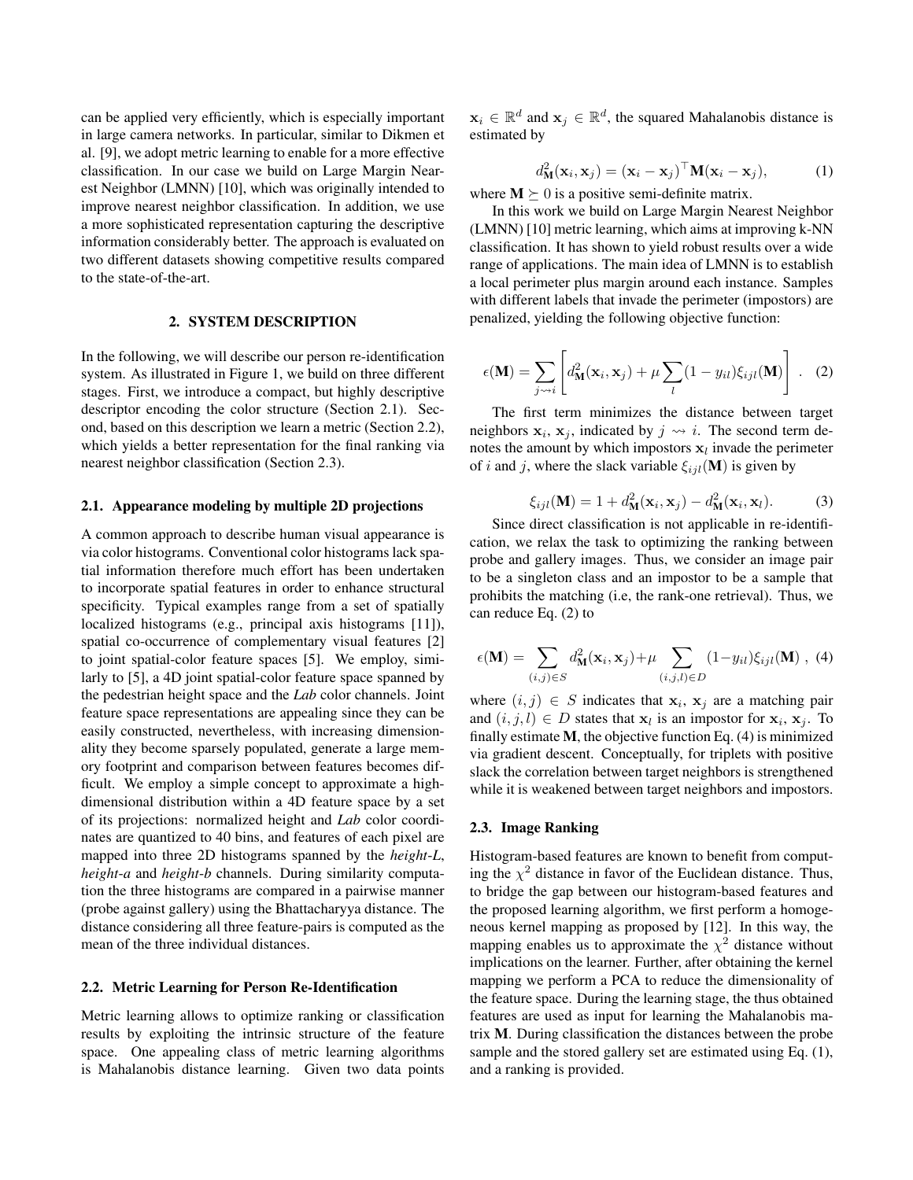can be applied very efficiently, which is especially important in large camera networks. In particular, similar to Dikmen et al. [9], we adopt metric learning to enable for a more effective classification. In our case we build on Large Margin Nearest Neighbor (LMNN) [10], which was originally intended to improve nearest neighbor classification. In addition, we use a more sophisticated representation capturing the descriptive information considerably better. The approach is evaluated on two different datasets showing competitive results compared to the state-of-the-art.

## 2. SYSTEM DESCRIPTION

In the following, we will describe our person re-identification system. As illustrated in Figure 1, we build on three different stages. First, we introduce a compact, but highly descriptive descriptor encoding the color structure (Section 2.1). Second, based on this description we learn a metric (Section 2.2), which yields a better representation for the final ranking via nearest neighbor classification (Section 2.3).

### 2.1. Appearance modeling by multiple 2D projections

A common approach to describe human visual appearance is via color histograms. Conventional color histograms lack spatial information therefore much effort has been undertaken to incorporate spatial features in order to enhance structural specificity. Typical examples range from a set of spatially localized histograms (e.g., principal axis histograms [11]), spatial co-occurrence of complementary visual features [2] to joint spatial-color feature spaces [5]. We employ, similarly to [5], a 4D joint spatial-color feature space spanned by the pedestrian height space and the *Lab* color channels. Joint feature space representations are appealing since they can be easily constructed, nevertheless, with increasing dimensionality they become sparsely populated, generate a large memory footprint and comparison between features becomes difficult. We employ a simple concept to approximate a high-dimensional distribution within a 4D feature space by a set of its projections: normalized height and *Lab* color coordinates are quantized to 40 bins, and features of each pixel are mapped into three 2D histograms spanned by the *height-L*, *height-a* and *height-b* channels. During similarity computation the three histograms are compared in a pairwise manner (probe against gallery) using the Bhattacharyya distance. The distance considering all three feature-pairs is computed as the mean of the three individual distances.

### 2.2. Metric Learning for Person Re-Identification

Metric learning allows to optimize ranking or classification results by exploiting the intrinsic structure of the feature space. One appealing class of metric learning algorithms is Mahalanobis distance learning. Given two data points $\mathbf{x}_i \in \mathbb{R}^d$ and $\mathbf{x}_j \in \mathbb{R}^d$, the squared Mahalanobis distance is estimated by

$$d^2_{\mathbf{M}}(\mathbf{x}_i, \mathbf{x}_j) = (\mathbf{x}_i - \mathbf{x}_j)^\top \mathbf{M}(\mathbf{x}_i - \mathbf{x}_j), \tag{1}$$

where $\mathbf{M} \succeq 0$ is a positive semi-definite matrix.

In this work we build on Large Margin Nearest Neighbor (LMNN) [10] metric learning, which aims at improving k-NN classification. It has shown to yield robust results over a wide range of applications. The main idea of LMNN is to establish a local perimeter plus margin around each instance. Samples with different labels that invade the perimeter (impostors) are penalized, yielding the following objective function:

$$\epsilon(\mathbf{M}) = \sum_{j \rightsquigarrow i} \left[ d^2_{\mathbf{M}}(\mathbf{x}_i, \mathbf{x}_j) + \mu \sum_l (1 - y_{il}) \xi_{ijl}(\mathbf{M}) \right] . \tag{2}$$

The first term minimizes the distance between target neighbors $\mathbf{x}_i$, $\mathbf{x}_j$, indicated by $j \rightsquigarrow i$. The second term denotes the amount by which impostors $\mathbf{x}_l$ invade the perimeter of $i$ and $j$, where the slack variable $\xi_{ijl}(\mathbf{M})$ is given by

$$\xi_{ijl}(\mathbf{M}) = 1 + d^2_{\mathbf{M}}(\mathbf{x}_i, \mathbf{x}_j) - d^2_{\mathbf{M}}(\mathbf{x}_i, \mathbf{x}_l). \tag{3}$$

Since direct classification is not applicable in re-identification, we relax the task to optimizing the ranking between probe and gallery images. Thus, we consider an image pair to be a singleton class and an impostor to be a sample that prohibits the matching (i.e, the rank-one retrieval). Thus, we can reduce Eq. (2) to

$$\epsilon(\mathbf{M}) = \sum_{(i,j) \in S} d^2_{\mathbf{M}}(\mathbf{x}_i, \mathbf{x}_j) + \mu \sum_{(i,j,l) \in D} (1 - y_{il}) \xi_{ijl}(\mathbf{M}) \ , \tag{4}$$

where $(i, j) \in S$ indicates that $\mathbf{x}_i$, $\mathbf{x}_j$ are a matching pair and $(i, j, l) \in D$ states that $\mathbf{x}_l$ is an impostor for $\mathbf{x}_i$, $\mathbf{x}_j$. To finally estimate $\mathbf{M}$, the objective function Eq. (4) is minimized via gradient descent. Conceptually, for triplets with positive slack the correlation between target neighbors is strengthened while it is weakened between target neighbors and impostors.

### 2.3. Image Ranking

Histogram-based features are known to benefit from computing the $\chi^2$ distance in favor of the Euclidean distance. Thus, to bridge the gap between our histogram-based features and the proposed learning algorithm, we first perform a homogeneous kernel mapping as proposed by [12]. In this way, the mapping enables us to approximate the $\chi^2$ distance without implications on the learner. Further, after obtaining the kernel mapping we perform a PCA to reduce the dimensionality of the feature space. During the learning stage, the thus obtained features are used as input for learning the Mahalanobis matrix $\mathbf{M}$. During classification the distances between the probe sample and the stored gallery set are estimated using Eq. (1), and a ranking is provided.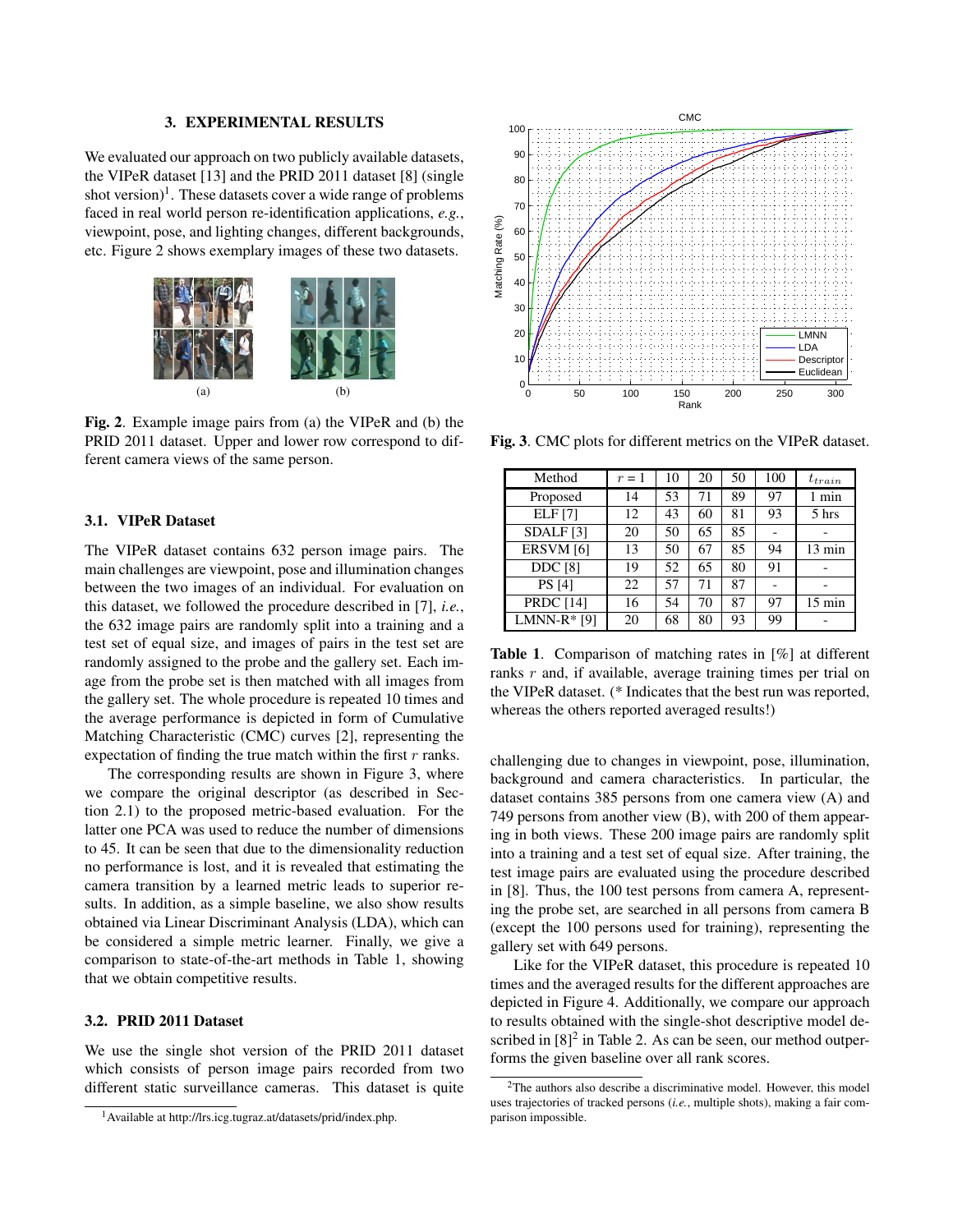## 3. EXPERIMENTAL RESULTS

We evaluated our approach on two publicly available datasets, the VIPeR dataset [13] and the PRID 2011 dataset [8] (single shot version)[1]. These datasets cover a wide range of problems faced in real world person re-identification applications, *e.g.*, viewpoint, pose, and lighting changes, different backgrounds, etc. Figure 2 shows exemplary images of these two datasets.

**Fig. 2**. Example image pairs from (a) the VIPeR and (b) the PRID 2011 dataset. Upper and lower row correspond to different camera views of the same person.

### 3.1. VIPeR Dataset

The VIPeR dataset contains 632 person image pairs. The main challenges are viewpoint, pose and illumination changes between the two images of an individual. For evaluation on this dataset, we followed the procedure described in [7], *i.e.*, the 632 image pairs are randomly split into a training and a test set of equal size, and images of pairs in the test set are randomly assigned to the probe and the gallery set. Each image from the probe set is then matched with all images from the gallery set. The whole procedure is repeated 10 times and the average performance is depicted in form of Cumulative Matching Characteristic (CMC) curves [2], representing the expectation of finding the true match within the first $r$ ranks.

The corresponding results are shown in Figure 3, where we compare the original descriptor (as described in Section 2.1) to the proposed metric-based evaluation. For the latter one PCA was used to reduce the number of dimensions to 45. It can be seen that due to the dimensionality reduction no performance is lost, and it is revealed that estimating the camera transition by a learned metric leads to superior results. In addition, as a simple baseline, we also show results obtained via Linear Discriminant Analysis (LDA), which can be considered a simple metric learner. Finally, we give a comparison to state-of-the-art methods in Table 1, showing that we obtain competitive results.

### 3.2. PRID 2011 Dataset

We use the single shot version of the PRID 2011 dataset which consists of person image pairs recorded from two different static surveillance cameras. This dataset is quite challenging due to changes in viewpoint, pose, illumination, background and camera characteristics. In particular, the dataset contains 385 persons from one camera view (A) and 749 persons from another view (B), with 200 of them appearing in both views. These 200 image pairs are randomly split into a training and a test set of equal size. After training, the test image pairs are evaluated using the procedure described in [8]. Thus, the 100 test persons from camera A, representing the probe set, are searched in all persons from camera B (except the 100 persons used for training), representing the gallery set with 649 persons.

Like for the VIPeR dataset, this procedure is repeated 10 times and the averaged results for the different approaches are depicted in Figure 4. Additionally, we compare our approach to results obtained with the single-shot descriptive model described in [8][2] in Table 2. As can be seen, our method outperforms the given baseline over all rank scores.

**Fig. 3**. CMC plots for different metrics on the VIPeR dataset.

| Method | $r = 1$ | 10 | 20 | 50 | 100 | $t_{train}$ |
|---|---|---|---|---|---|---|
| Proposed | 14 | 53 | 71 | 89 | 97 | 1 min |
| ELF [7] | 12 | 43 | 60 | 81 | 93 | 5 hrs |
| SDALF [3] | 20 | 50 | 65 | 85 | - | - |
| ERSVM [6] | 13 | 50 | 67 | 85 | 94 | 13 min |
| DDC [8] | 19 | 52 | 65 | 80 | 91 | - |
| PS [4] | 22 | 57 | 71 | 87 | - | - |
| PRDC [14] | 16 | 54 | 70 | 87 | 97 | 15 min |
| LMNN-R* [9] | 20 | 68 | 80 | 93 | 99 | - |

**Table 1**. Comparison of matching rates in [%] at different ranks $r$ and, if available, average training times per trial on the VIPeR dataset. (* Indicates that the best run was reported, whereas the others reported averaged results!)

[1] Available at http://lrs.icg.tugraz.at/datasets/prid/index.php.

[2] The authors also describe a discriminative model. However, this model uses trajectories of tracked persons (*i.e.*, multiple shots), making a fair comparison impossible.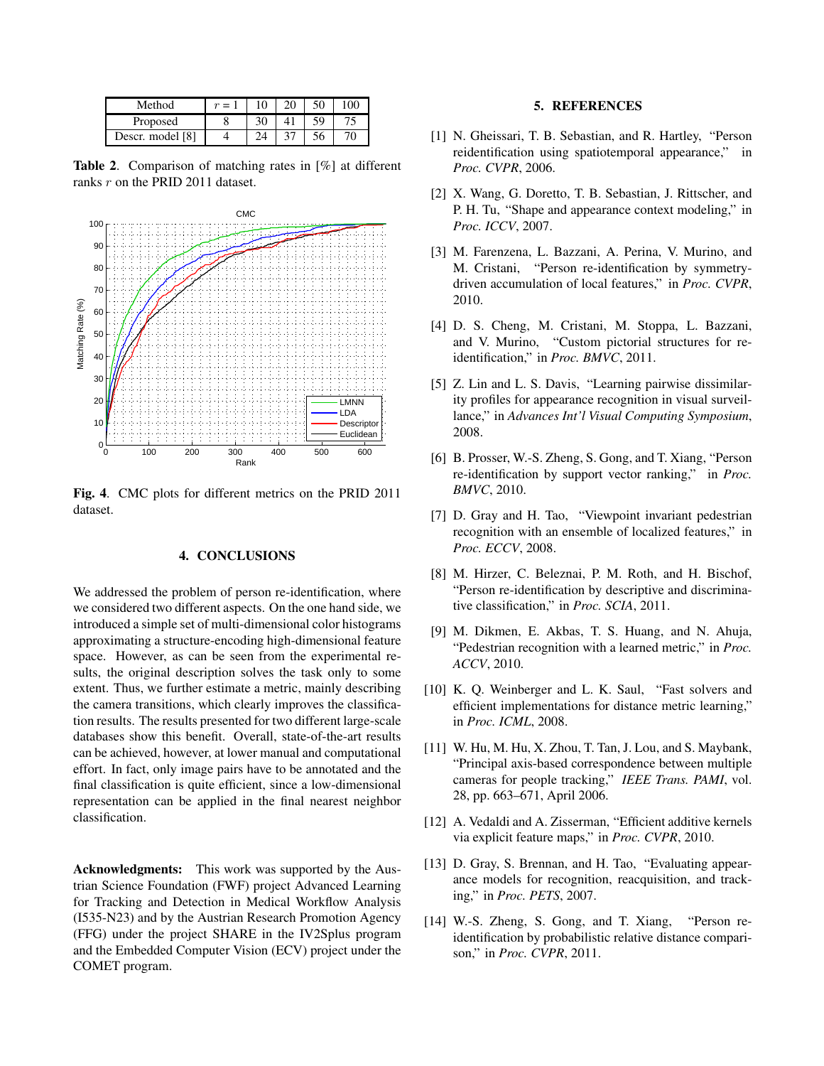| Method | $r = 1$ | 10 | 20 | 50 | 100 |
|---|---|---|---|---|---|
| Proposed | 8 | 30 | 41 | 59 | 75 |
| Descr. model [8] | 4 | 24 | 37 | 56 | 70 |

**Table 2**. Comparison of matching rates in [%] at different ranks $r$ on the PRID 2011 dataset.

CMC

Matching Rate (%)

0
10
20
30
40
50
60
70
80
90
100

Rank

0
100
200
300
400
500
600

LMNN
LDA
Descriptor
Euclidean

**Fig. 4**. CMC plots for different metrics on the PRID 2011 dataset.

## 4. CONCLUSIONS

We addressed the problem of person re-identification, where we considered two different aspects. On the one hand side, we introduced a simple set of multi-dimensional color histograms approximating a structure-encoding high-dimensional feature space. However, as can be seen from the experimental results, the original description solves the task only to some extent. Thus, we further estimate a metric, mainly describing the camera transitions, which clearly improves the classification results. The results presented for two different large-scale databases show this benefit. Overall, state-of-the-art results can be achieved, however, at lower manual and computational effort. In fact, only image pairs have to be annotated and the final classification is quite efficient, since a low-dimensional representation can be applied in the final nearest neighbor classification.

**Acknowledgments:** This work was supported by the Austrian Science Foundation (FWF) project Advanced Learning for Tracking and Detection in Medical Workflow Analysis (I535-N23) and by the Austrian Research Promotion Agency (FFG) under the project SHARE in the IV2Splus program and the Embedded Computer Vision (ECV) project under the COMET program.

## 5. REFERENCES

[1] N. Gheissari, T. B. Sebastian, and R. Hartley, "Person reidentification using spatiotemporal appearance," in *Proc. CVPR*, 2006.

[2] X. Wang, G. Doretto, T. B. Sebastian, J. Rittscher, and P. H. Tu, "Shape and appearance context modeling," in *Proc. ICCV*, 2007.

[3] M. Farenzena, L. Bazzani, A. Perina, V. Murino, and M. Cristani, "Person re-identification by symmetry-driven accumulation of local features," in *Proc. CVPR*, 2010.

[4] D. S. Cheng, M. Cristani, M. Stoppa, L. Bazzani, and V. Murino, "Custom pictorial structures for re-identification," in *Proc. BMVC*, 2011.

[5] Z. Lin and L. S. Davis, "Learning pairwise dissimilarity profiles for appearance recognition in visual surveillance," in *Advances Int'l Visual Computing Symposium*, 2008.

[6] B. Prosser, W.-S. Zheng, S. Gong, and T. Xiang, "Person re-identification by support vector ranking," in *Proc. BMVC*, 2010.

[7] D. Gray and H. Tao, "Viewpoint invariant pedestrian recognition with an ensemble of localized features," in *Proc. ECCV*, 2008.

[8] M. Hirzer, C. Beleznai, P. M. Roth, and H. Bischof, "Person re-identification by descriptive and discriminative classification," in *Proc. SCIA*, 2011.

[9] M. Dikmen, E. Akbas, T. S. Huang, and N. Ahuja, "Pedestrian recognition with a learned metric," in *Proc. ACCV*, 2010.

[10] K. Q. Weinberger and L. K. Saul, "Fast solvers and efficient implementations for distance metric learning," in *Proc. ICML*, 2008.

[11] W. Hu, M. Hu, X. Zhou, T. Tan, J. Lou, and S. Maybank, "Principal axis-based correspondence between multiple cameras for people tracking," *IEEE Trans. PAMI*, vol. 28, pp. 663–671, April 2006.

[12] A. Vedaldi and A. Zisserman, "Efficient additive kernels via explicit feature maps," in *Proc. CVPR*, 2010.

[13] D. Gray, S. Brennan, and H. Tao, "Evaluating appearance models for recognition, reacquisition, and tracking," in *Proc. PETS*, 2007.

[14] W.-S. Zheng, S. Gong, and T. Xiang, "Person re-identification by probabilistic relative distance comparison," in *Proc. CVPR*, 2011.